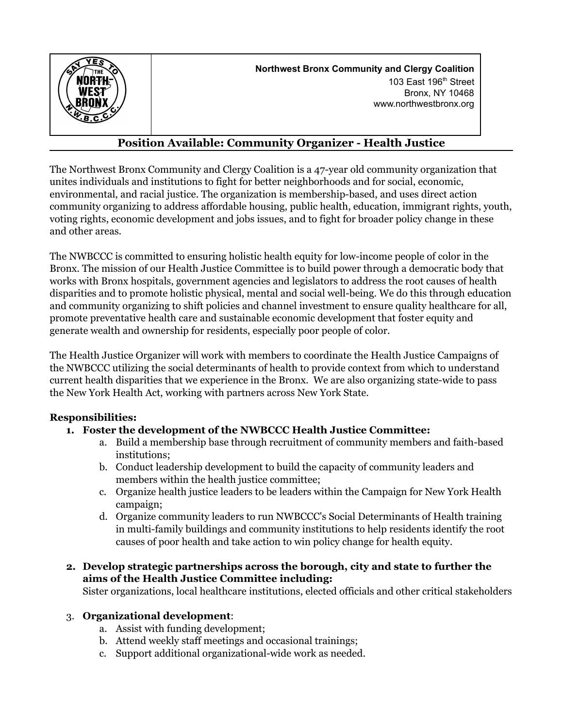**Northwest Bronx Community and Clergy Coalition**
103 East 196th Street
Bronx, NY 10468
www.northwestbronx.org

## Position Available: Community Organizer - Health Justice

The Northwest Bronx Community and Clergy Coalition is a 47-year old community organization that unites individuals and institutions to fight for better neighborhoods and for social, economic, environmental, and racial justice. The organization is membership-based, and uses direct action community organizing to address affordable housing, public health, education, immigrant rights, youth, voting rights, economic development and jobs issues, and to fight for broader policy change in these and other areas.

The NWBCCC is committed to ensuring holistic health equity for low-income people of color in the Bronx. The mission of our Health Justice Committee is to build power through a democratic body that works with Bronx hospitals, government agencies and legislators to address the root causes of health disparities and to promote holistic physical, mental and social well-being. We do this through education and community organizing to shift policies and channel investment to ensure quality healthcare for all, promote preventative health care and sustainable economic development that foster equity and generate wealth and ownership for residents, especially poor people of color.

The Health Justice Organizer will work with members to coordinate the Health Justice Campaigns of the NWBCCC utilizing the social determinants of health to provide context from which to understand current health disparities that we experience in the Bronx. We are also organizing state-wide to pass the New York Health Act, working with partners across New York State.

**Responsibilities:**

1. **Foster the development of the NWBCCC Health Justice Committee:**
   a. Build a membership base through recruitment of community members and faith-based institutions;
   b. Conduct leadership development to build the capacity of community leaders and members within the health justice committee;
   c. Organize health justice leaders to be leaders within the Campaign for New York Health campaign;
   d. Organize community leaders to run NWBCCC's Social Determinants of Health training in multi-family buildings and community institutions to help residents identify the root causes of poor health and take action to win policy change for health equity.

2. **Develop strategic partnerships across the borough, city and state to further the aims of the Health Justice Committee including:**
   Sister organizations, local healthcare institutions, elected officials and other critical stakeholders

3. **Organizational development**:
   a. Assist with funding development;
   b. Attend weekly staff meetings and occasional trainings;
   c. Support additional organizational-wide work as needed.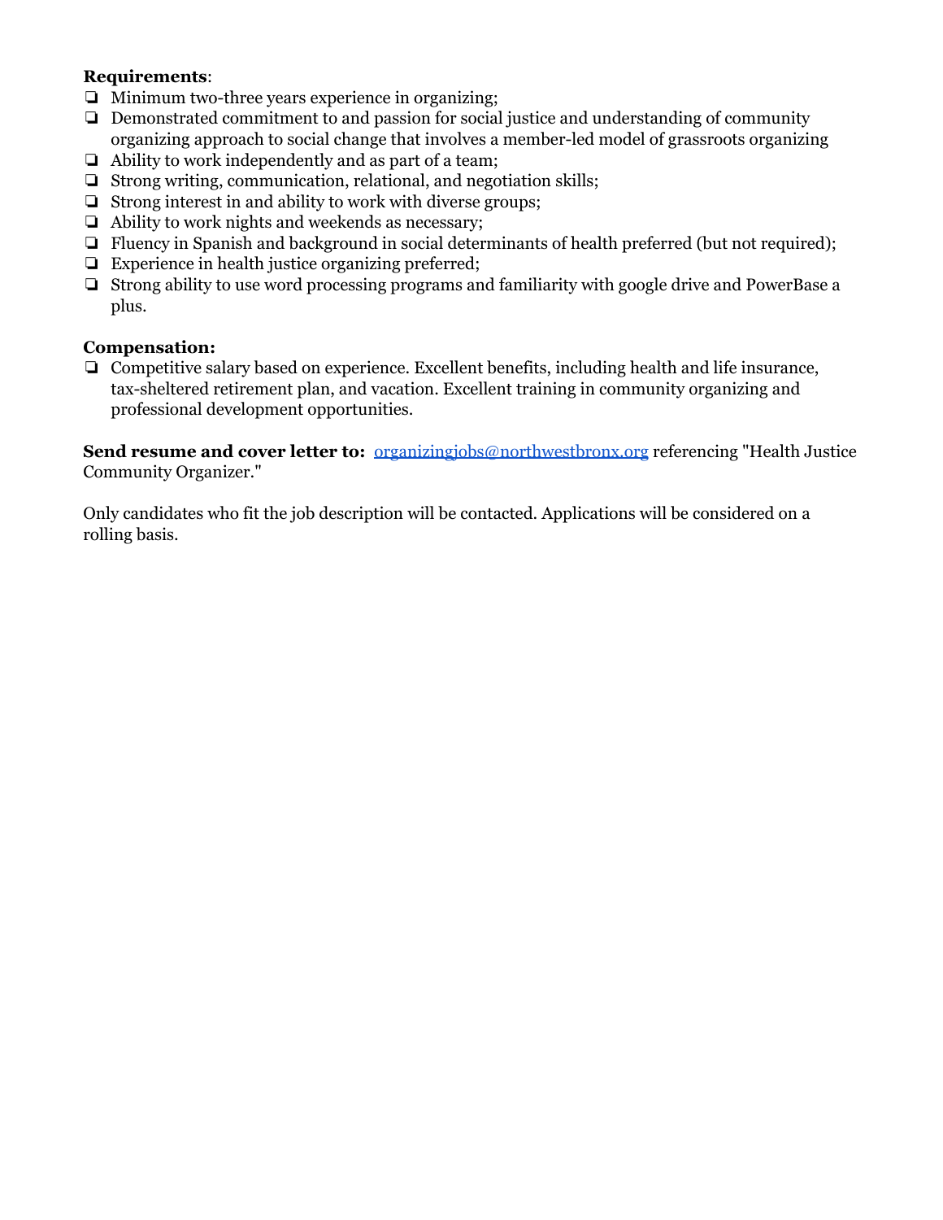**Requirements**:

- Minimum two-three years experience in organizing;
- Demonstrated commitment to and passion for social justice and understanding of community organizing approach to social change that involves a member-led model of grassroots organizing
- Ability to work independently and as part of a team;
- Strong writing, communication, relational, and negotiation skills;
- Strong interest in and ability to work with diverse groups;
- Ability to work nights and weekends as necessary;
- Fluency in Spanish and background in social determinants of health preferred (but not required);
- Experience in health justice organizing preferred;
- Strong ability to use word processing programs and familiarity with google drive and PowerBase a plus.

**Compensation:**

- Competitive salary based on experience. Excellent benefits, including health and life insurance, tax-sheltered retirement plan, and vacation. Excellent training in community organizing and professional development opportunities.

**Send resume and cover letter to:** organizingjobs@northwestbronx.org referencing "Health Justice Community Organizer."

Only candidates who fit the job description will be contacted. Applications will be considered on a rolling basis.